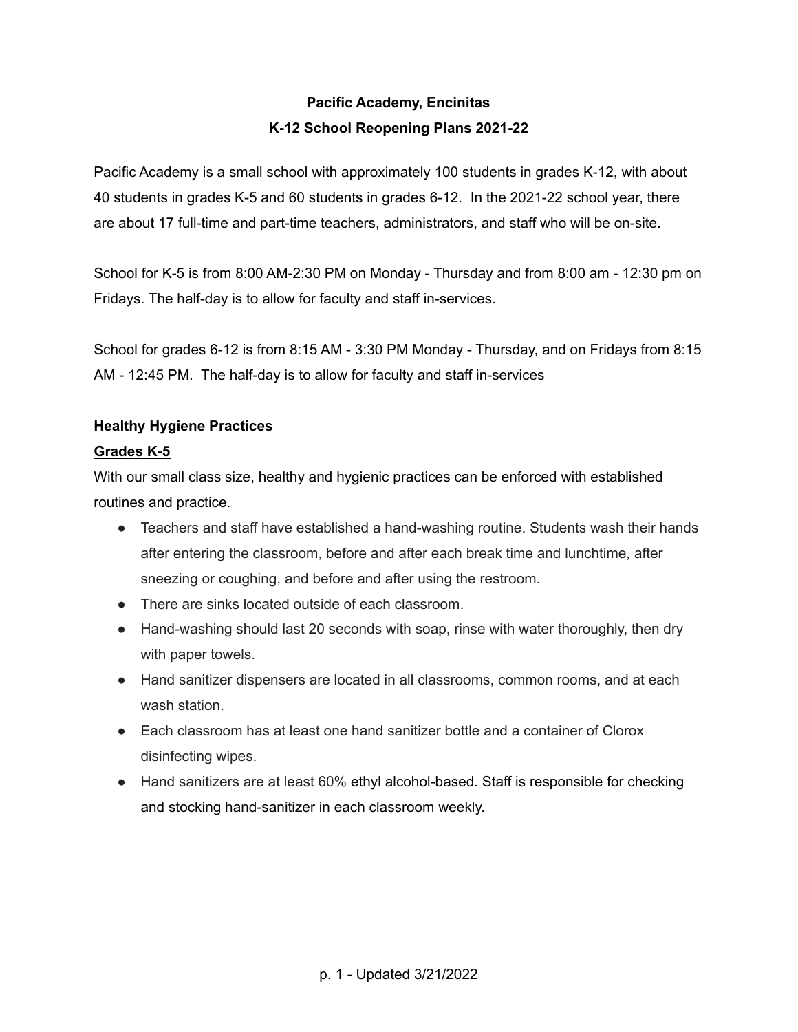# Pacific Academy, Encinitas

## K-12 School Reopening Plans 2021-22

Pacific Academy is a small school with approximately 100 students in grades K-12, with about 40 students in grades K-5 and 60 students in grades 6-12. In the 2021-22 school year, there are about 17 full-time and part-time teachers, administrators, and staff who will be on-site.

School for K-5 is from 8:00 AM-2:30 PM on Monday - Thursday and from 8:00 am - 12:30 pm on Fridays. The half-day is to allow for faculty and staff in-services.

School for grades 6-12 is from 8:15 AM - 3:30 PM Monday - Thursday, and on Fridays from 8:15 AM - 12:45 PM. The half-day is to allow for faculty and staff in-services

### Healthy Hygiene Practices

#### Grades K-5

With our small class size, healthy and hygienic practices can be enforced with established routines and practice.

- Teachers and staff have established a hand-washing routine. Students wash their hands after entering the classroom, before and after each break time and lunchtime, after sneezing or coughing, and before and after using the restroom.
- There are sinks located outside of each classroom.
- Hand-washing should last 20 seconds with soap, rinse with water thoroughly, then dry with paper towels.
- Hand sanitizer dispensers are located in all classrooms, common rooms, and at each wash station.
- Each classroom has at least one hand sanitizer bottle and a container of Clorox disinfecting wipes.
- Hand sanitizers are at least 60% ethyl alcohol-based. Staff is responsible for checking and stocking hand-sanitizer in each classroom weekly.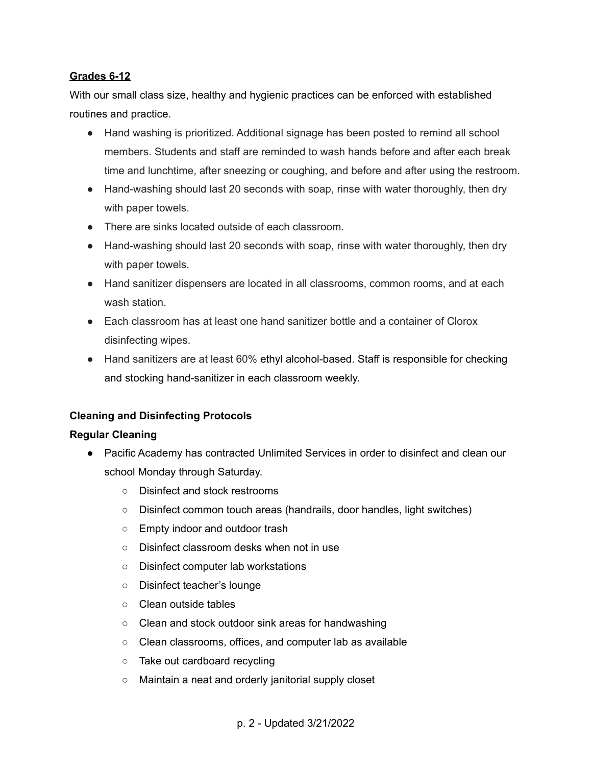**Grades 6-12**

With our small class size, healthy and hygienic practices can be enforced with established routines and practice.

- Hand washing is prioritized. Additional signage has been posted to remind all school members. Students and staff are reminded to wash hands before and after each break time and lunchtime, after sneezing or coughing, and before and after using the restroom.
- Hand-washing should last 20 seconds with soap, rinse with water thoroughly, then dry with paper towels.
- There are sinks located outside of each classroom.
- Hand-washing should last 20 seconds with soap, rinse with water thoroughly, then dry with paper towels.
- Hand sanitizer dispensers are located in all classrooms, common rooms, and at each wash station.
- Each classroom has at least one hand sanitizer bottle and a container of Clorox disinfecting wipes.
- Hand sanitizers are at least 60% ethyl alcohol-based. Staff is responsible for checking and stocking hand-sanitizer in each classroom weekly.

**Cleaning and Disinfecting Protocols**

**Regular Cleaning**

- Pacific Academy has contracted Unlimited Services in order to disinfect and clean our school Monday through Saturday.
  - Disinfect and stock restrooms
  - Disinfect common touch areas (handrails, door handles, light switches)
  - Empty indoor and outdoor trash
  - Disinfect classroom desks when not in use
  - Disinfect computer lab workstations
  - Disinfect teacher's lounge
  - Clean outside tables
  - Clean and stock outdoor sink areas for handwashing
  - Clean classrooms, offices, and computer lab as available
  - Take out cardboard recycling
  - Maintain a neat and orderly janitorial supply closet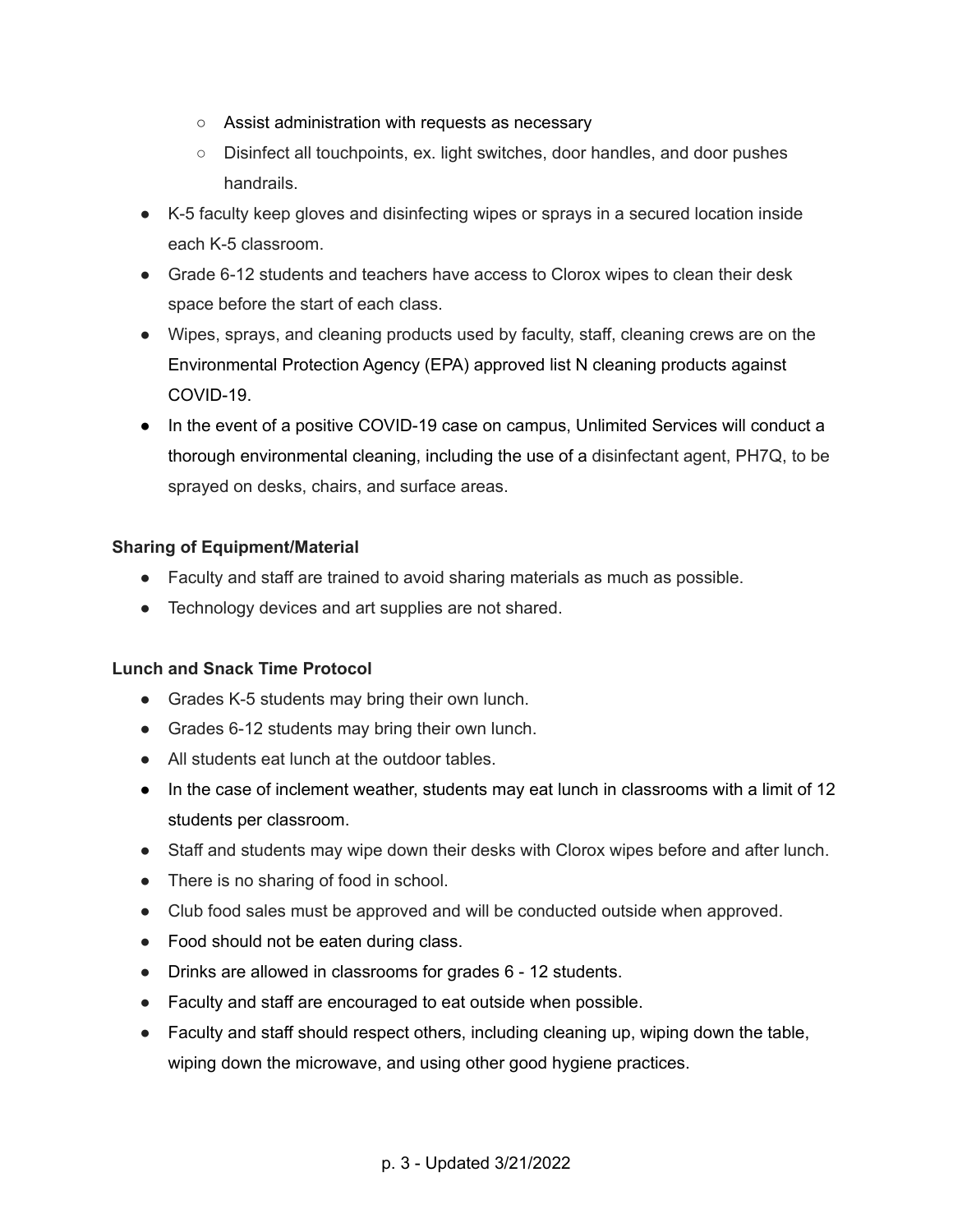- Assist administration with requests as necessary
    - Disinfect all touchpoints, ex. light switches, door handles, and door pushes handrails.
- K-5 faculty keep gloves and disinfecting wipes or sprays in a secured location inside each K-5 classroom.
- Grade 6-12 students and teachers have access to Clorox wipes to clean their desk space before the start of each class.
- Wipes, sprays, and cleaning products used by faculty, staff, cleaning crews are on the Environmental Protection Agency (EPA) approved list N cleaning products against COVID-19.
- In the event of a positive COVID-19 case on campus, Unlimited Services will conduct a thorough environmental cleaning, including the use of a disinfectant agent, PH7Q, to be sprayed on desks, chairs, and surface areas.

**Sharing of Equipment/Material**

- Faculty and staff are trained to avoid sharing materials as much as possible.
- Technology devices and art supplies are not shared.

**Lunch and Snack Time Protocol**

- Grades K-5 students may bring their own lunch.
- Grades 6-12 students may bring their own lunch.
- All students eat lunch at the outdoor tables.
- In the case of inclement weather, students may eat lunch in classrooms with a limit of 12 students per classroom.
- Staff and students may wipe down their desks with Clorox wipes before and after lunch.
- There is no sharing of food in school.
- Club food sales must be approved and will be conducted outside when approved.
- Food should not be eaten during class.
- Drinks are allowed in classrooms for grades 6 - 12 students.
- Faculty and staff are encouraged to eat outside when possible.
- Faculty and staff should respect others, including cleaning up, wiping down the table, wiping down the microwave, and using other good hygiene practices.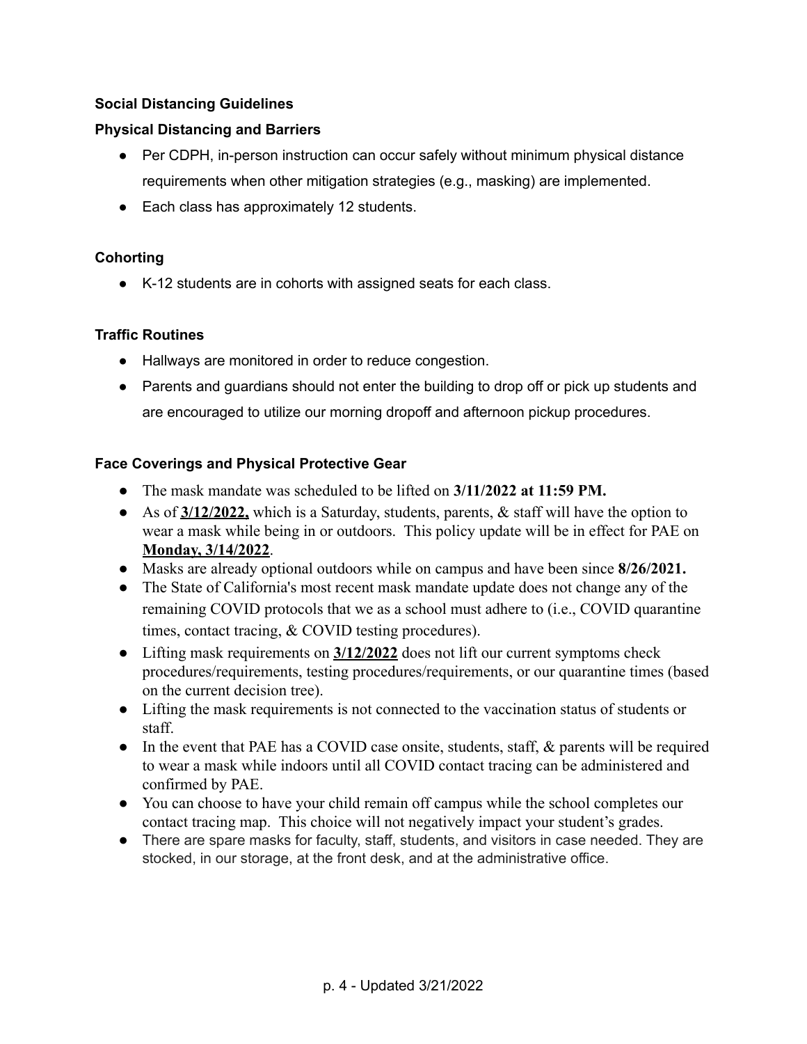### Social Distancing Guidelines

### Physical Distancing and Barriers

- Per CDPH, in-person instruction can occur safely without minimum physical distance requirements when other mitigation strategies (e.g., masking) are implemented.
- Each class has approximately 12 students.

### Cohorting

- K-12 students are in cohorts with assigned seats for each class.

### Traffic Routines

- Hallways are monitored in order to reduce congestion.
- Parents and guardians should not enter the building to drop off or pick up students and are encouraged to utilize our morning dropoff and afternoon pickup procedures.

### Face Coverings and Physical Protective Gear

- The mask mandate was scheduled to be lifted on **3/11/2022 at 11:59 PM.**
- As of **3/12/2022,** which is a Saturday, students, parents, & staff will have the option to wear a mask while being in or outdoors. This policy update will be in effect for PAE on **Monday, 3/14/2022**.
- Masks are already optional outdoors while on campus and have been since **8/26/2021.**
- The State of California's most recent mask mandate update does not change any of the remaining COVID protocols that we as a school must adhere to (i.e., COVID quarantine times, contact tracing, & COVID testing procedures).
- Lifting mask requirements on **3/12/2022** does not lift our current symptoms check procedures/requirements, testing procedures/requirements, or our quarantine times (based on the current decision tree).
- Lifting the mask requirements is not connected to the vaccination status of students or staff.
- In the event that PAE has a COVID case onsite, students, staff, & parents will be required to wear a mask while indoors until all COVID contact tracing can be administered and confirmed by PAE.
- You can choose to have your child remain off campus while the school completes our contact tracing map. This choice will not negatively impact your student's grades.
- There are spare masks for faculty, staff, students, and visitors in case needed. They are stocked, in our storage, at the front desk, and at the administrative office.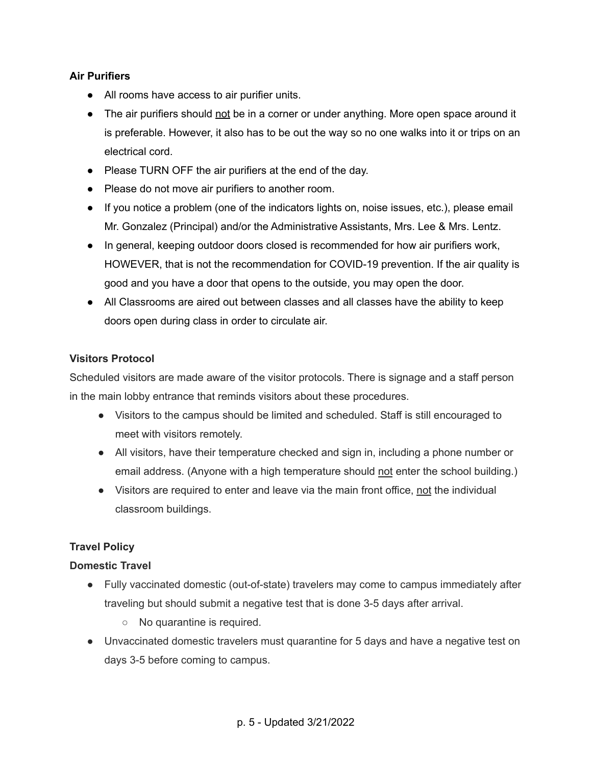**Air Purifiers**

- All rooms have access to air purifier units.
- The air purifiers should <u>not</u> be in a corner or under anything. More open space around it is preferable. However, it also has to be out the way so no one walks into it or trips on an electrical cord.
- Please TURN OFF the air purifiers at the end of the day.
- Please do not move air purifiers to another room.
- If you notice a problem (one of the indicators lights on, noise issues, etc.), please email Mr. Gonzalez (Principal) and/or the Administrative Assistants, Mrs. Lee & Mrs. Lentz.
- In general, keeping outdoor doors closed is recommended for how air purifiers work, HOWEVER, that is not the recommendation for COVID-19 prevention. If the air quality is good and you have a door that opens to the outside, you may open the door.
- All Classrooms are aired out between classes and all classes have the ability to keep doors open during class in order to circulate air.

**Visitors Protocol**

Scheduled visitors are made aware of the visitor protocols. There is signage and a staff person in the main lobby entrance that reminds visitors about these procedures.

- Visitors to the campus should be limited and scheduled. Staff is still encouraged to meet with visitors remotely.
- All visitors, have their temperature checked and sign in, including a phone number or email address. (Anyone with a high temperature should <u>not</u> enter the school building.)
- Visitors are required to enter and leave via the main front office, <u>not</u> the individual classroom buildings.

**Travel Policy**

**Domestic Travel**

- Fully vaccinated domestic (out-of-state) travelers may come to campus immediately after traveling but should submit a negative test that is done 3-5 days after arrival.
  - No quarantine is required.
- Unvaccinated domestic travelers must quarantine for 5 days and have a negative test on days 3-5 before coming to campus.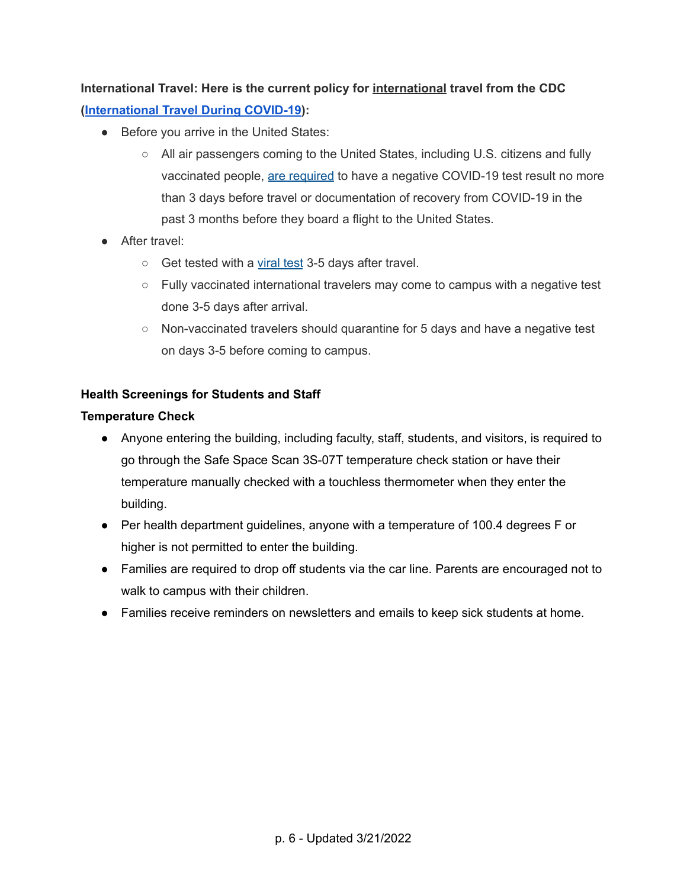**International Travel: Here is the current policy for international travel from the CDC (International Travel During COVID-19):**

- Before you arrive in the United States:
  - All air passengers coming to the United States, including U.S. citizens and fully vaccinated people, are required to have a negative COVID-19 test result no more than 3 days before travel or documentation of recovery from COVID-19 in the past 3 months before they board a flight to the United States.
- After travel:
  - Get tested with a viral test 3-5 days after travel.
  - Fully vaccinated international travelers may come to campus with a negative test done 3-5 days after arrival.
  - Non-vaccinated travelers should quarantine for 5 days and have a negative test on days 3-5 before coming to campus.

**Health Screenings for Students and Staff**

**Temperature Check**

- Anyone entering the building, including faculty, staff, students, and visitors, is required to go through the Safe Space Scan 3S-07T temperature check station or have their temperature manually checked with a touchless thermometer when they enter the building.
- Per health department guidelines, anyone with a temperature of 100.4 degrees F or higher is not permitted to enter the building.
- Families are required to drop off students via the car line. Parents are encouraged not to walk to campus with their children.
- Families receive reminders on newsletters and emails to keep sick students at home.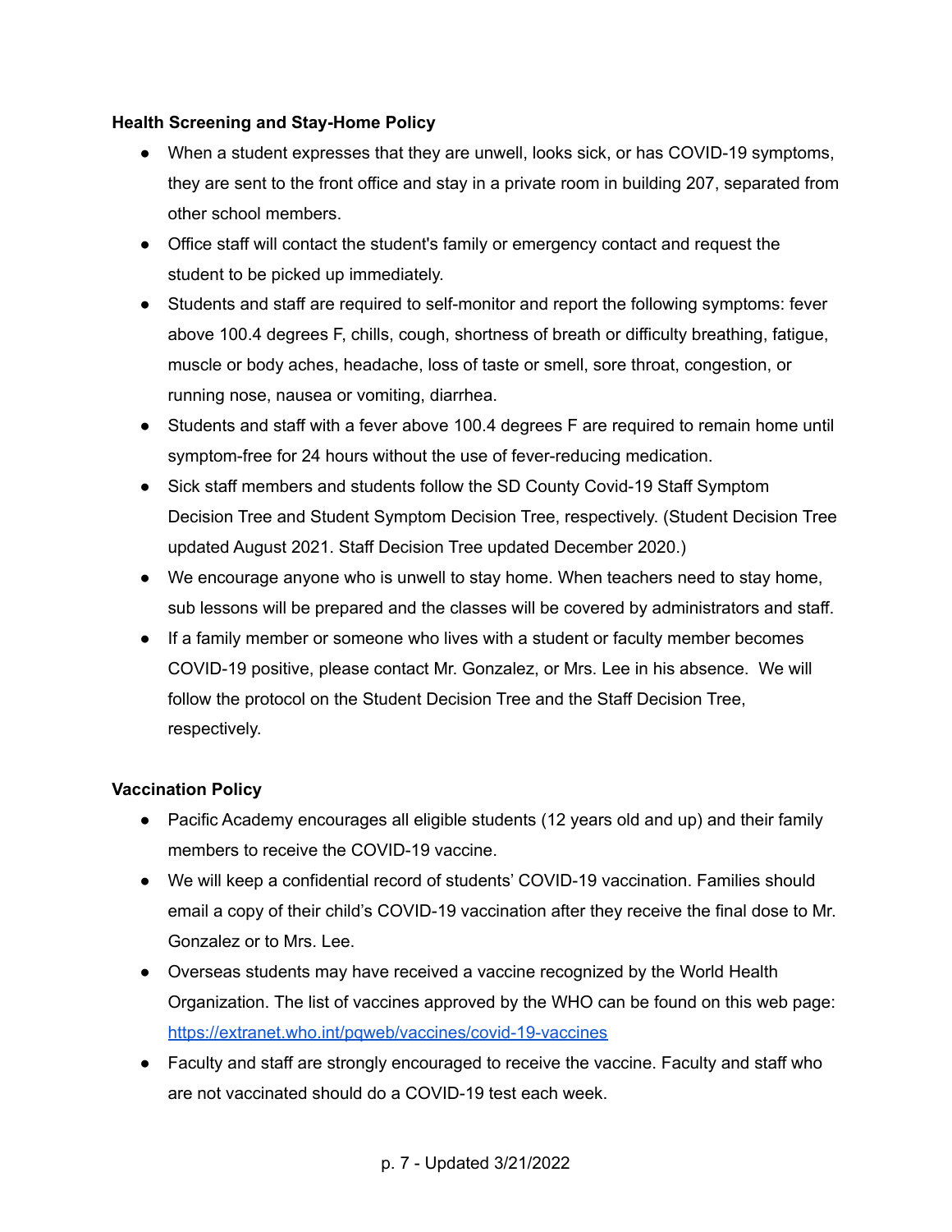**Health Screening and Stay-Home Policy**

- When a student expresses that they are unwell, looks sick, or has COVID-19 symptoms, they are sent to the front office and stay in a private room in building 207, separated from other school members.
- Office staff will contact the student's family or emergency contact and request the student to be picked up immediately.
- Students and staff are required to self-monitor and report the following symptoms: fever above 100.4 degrees F, chills, cough, shortness of breath or difficulty breathing, fatigue, muscle or body aches, headache, loss of taste or smell, sore throat, congestion, or running nose, nausea or vomiting, diarrhea.
- Students and staff with a fever above 100.4 degrees F are required to remain home until symptom-free for 24 hours without the use of fever-reducing medication.
- Sick staff members and students follow the SD County Covid-19 Staff Symptom Decision Tree and Student Symptom Decision Tree, respectively. (Student Decision Tree updated August 2021. Staff Decision Tree updated December 2020.)
- We encourage anyone who is unwell to stay home. When teachers need to stay home, sub lessons will be prepared and the classes will be covered by administrators and staff.
- If a family member or someone who lives with a student or faculty member becomes COVID-19 positive, please contact Mr. Gonzalez, or Mrs. Lee in his absence. We will follow the protocol on the Student Decision Tree and the Staff Decision Tree, respectively.

**Vaccination Policy**

- Pacific Academy encourages all eligible students (12 years old and up) and their family members to receive the COVID-19 vaccine.
- We will keep a confidential record of students' COVID-19 vaccination. Families should email a copy of their child's COVID-19 vaccination after they receive the final dose to Mr. Gonzalez or to Mrs. Lee.
- Overseas students may have received a vaccine recognized by the World Health Organization. The list of vaccines approved by the WHO can be found on this web page: [https://extranet.who.int/pqweb/vaccines/covid-19-vaccines](https://extranet.who.int/pqweb/vaccines/covid-19-vaccines)
- Faculty and staff are strongly encouraged to receive the vaccine. Faculty and staff who are not vaccinated should do a COVID-19 test each week.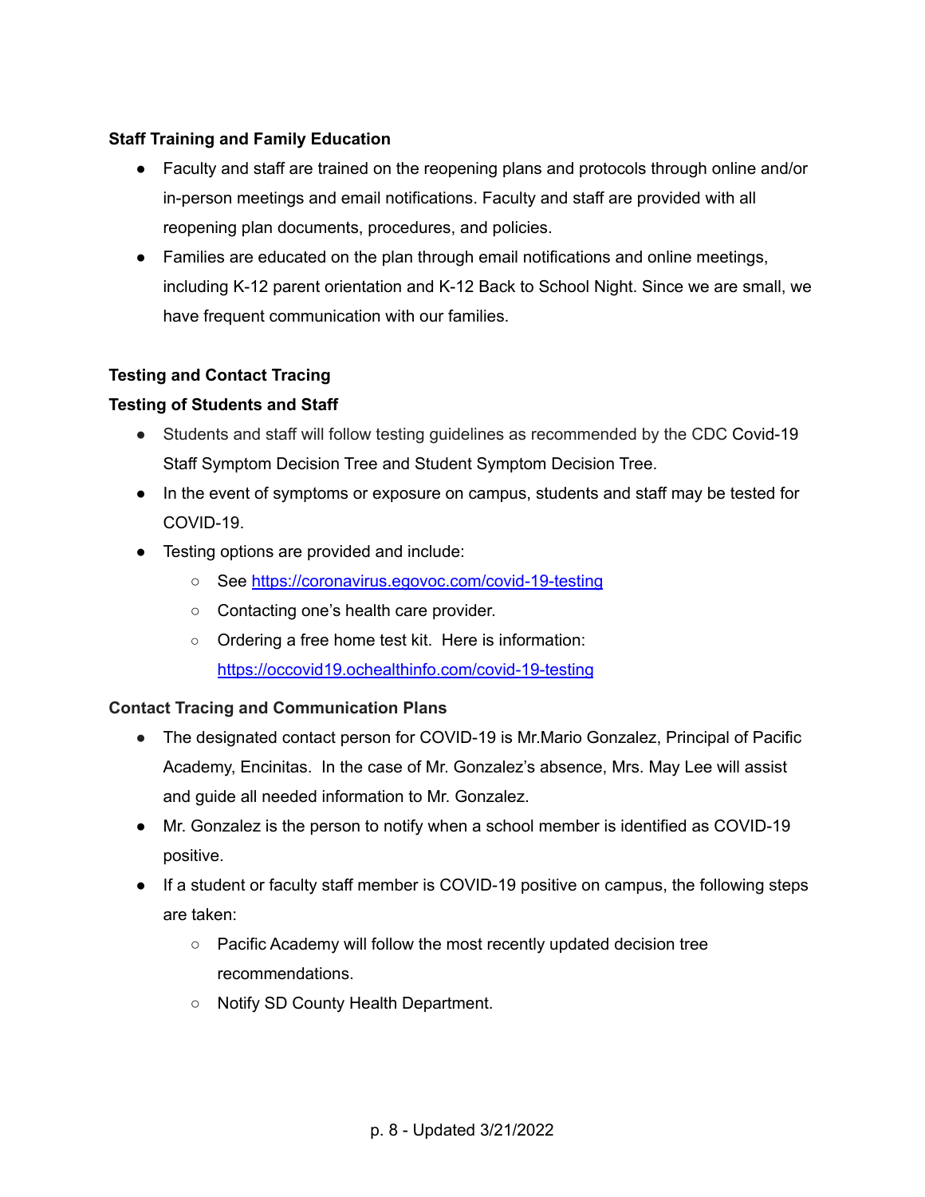**Staff Training and Family Education**

- Faculty and staff are trained on the reopening plans and protocols through online and/or in-person meetings and email notifications. Faculty and staff are provided with all reopening plan documents, procedures, and policies.
- Families are educated on the plan through email notifications and online meetings, including K-12 parent orientation and K-12 Back to School Night. Since we are small, we have frequent communication with our families.

**Testing and Contact Tracing**

**Testing of Students and Staff**

- Students and staff will follow testing guidelines as recommended by the CDC Covid-19 Staff Symptom Decision Tree and Student Symptom Decision Tree.
- In the event of symptoms or exposure on campus, students and staff may be tested for COVID-19.
- Testing options are provided and include:
  - See [https://coronavirus.egovoc.com/covid-19-testing](https://coronavirus.egovoc.com/covid-19-testing)
  - Contacting one's health care provider.
  - Ordering a free home test kit. Here is information: [https://occovid19.ochealthinfo.com/covid-19-testing](https://occovid19.ochealthinfo.com/covid-19-testing)

**Contact Tracing and Communication Plans**

- The designated contact person for COVID-19 is Mr.Mario Gonzalez, Principal of Pacific Academy, Encinitas. In the case of Mr. Gonzalez's absence, Mrs. May Lee will assist and guide all needed information to Mr. Gonzalez.
- Mr. Gonzalez is the person to notify when a school member is identified as COVID-19 positive.
- If a student or faculty staff member is COVID-19 positive on campus, the following steps are taken:
  - Pacific Academy will follow the most recently updated decision tree recommendations.
  - Notify SD County Health Department.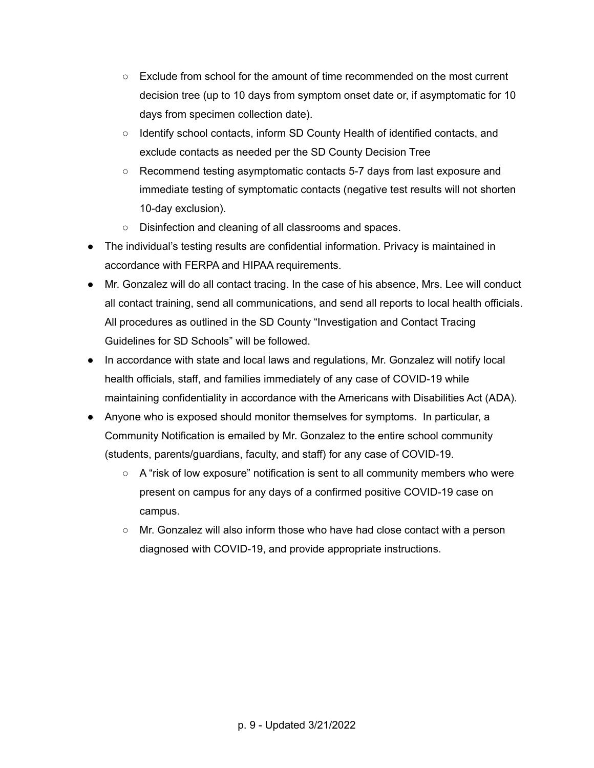- Exclude from school for the amount of time recommended on the most current decision tree (up to 10 days from symptom onset date or, if asymptomatic for 10 days from specimen collection date).
    - Identify school contacts, inform SD County Health of identified contacts, and exclude contacts as needed per the SD County Decision Tree
    - Recommend testing asymptomatic contacts 5-7 days from last exposure and immediate testing of symptomatic contacts (negative test results will not shorten 10-day exclusion).
    - Disinfection and cleaning of all classrooms and spaces.
- The individual's testing results are confidential information. Privacy is maintained in accordance with FERPA and HIPAA requirements.
- Mr. Gonzalez will do all contact tracing. In the case of his absence, Mrs. Lee will conduct all contact training, send all communications, and send all reports to local health officials. All procedures as outlined in the SD County "Investigation and Contact Tracing Guidelines for SD Schools" will be followed.
- In accordance with state and local laws and regulations, Mr. Gonzalez will notify local health officials, staff, and families immediately of any case of COVID-19 while maintaining confidentiality in accordance with the Americans with Disabilities Act (ADA).
- Anyone who is exposed should monitor themselves for symptoms. In particular, a Community Notification is emailed by Mr. Gonzalez to the entire school community (students, parents/guardians, faculty, and staff) for any case of COVID-19.
    - A "risk of low exposure" notification is sent to all community members who were present on campus for any days of a confirmed positive COVID-19 case on campus.
    - Mr. Gonzalez will also inform those who have had close contact with a person diagnosed with COVID-19, and provide appropriate instructions.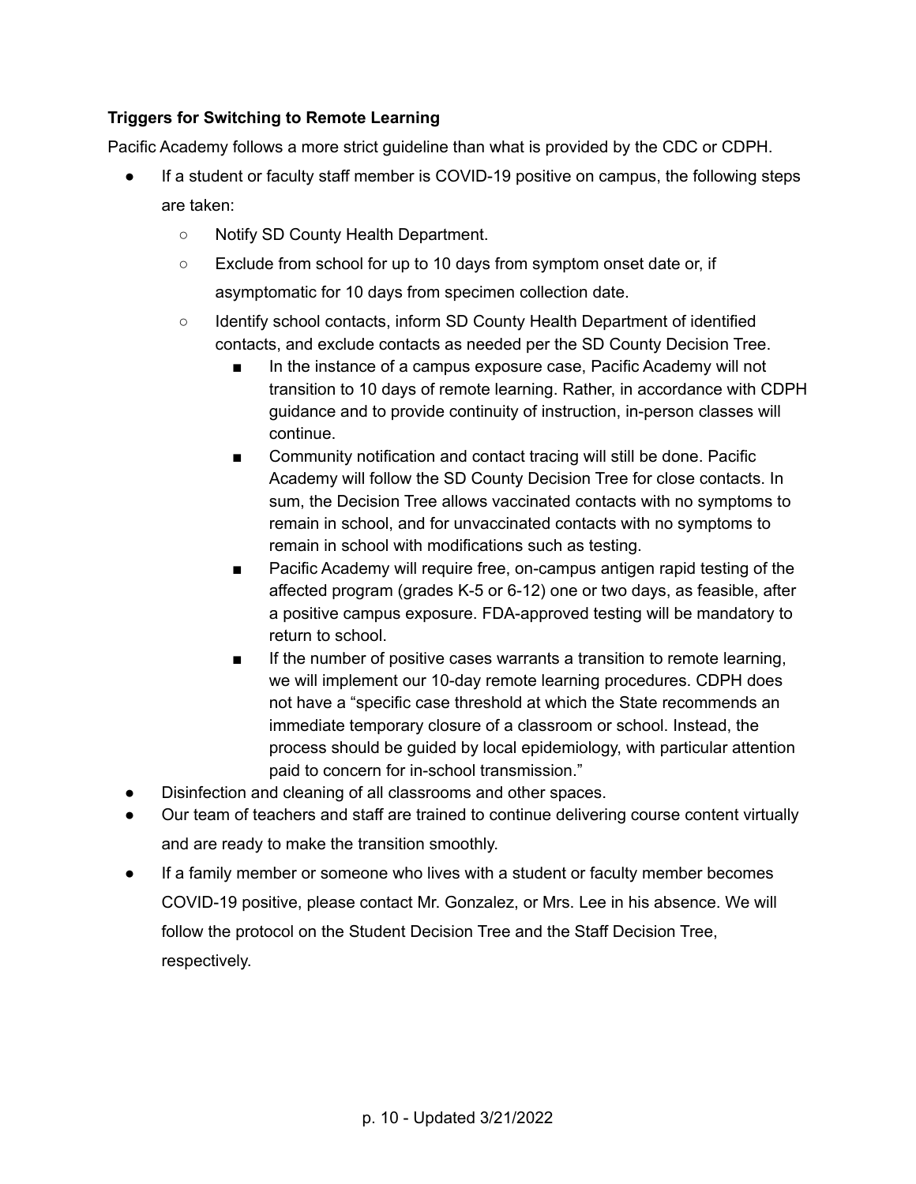**Triggers for Switching to Remote Learning**

Pacific Academy follows a more strict guideline than what is provided by the CDC or CDPH.

- If a student or faculty staff member is COVID-19 positive on campus, the following steps are taken:
  - Notify SD County Health Department.
  - Exclude from school for up to 10 days from symptom onset date or, if asymptomatic for 10 days from specimen collection date.
  - Identify school contacts, inform SD County Health Department of identified contacts, and exclude contacts as needed per the SD County Decision Tree.
    - In the instance of a campus exposure case, Pacific Academy will not transition to 10 days of remote learning. Rather, in accordance with CDPH guidance and to provide continuity of instruction, in-person classes will continue.
    - Community notification and contact tracing will still be done. Pacific Academy will follow the SD County Decision Tree for close contacts. In sum, the Decision Tree allows vaccinated contacts with no symptoms to remain in school, and for unvaccinated contacts with no symptoms to remain in school with modifications such as testing.
    - Pacific Academy will require free, on-campus antigen rapid testing of the affected program (grades K-5 or 6-12) one or two days, as feasible, after a positive campus exposure. FDA-approved testing will be mandatory to return to school.
    - If the number of positive cases warrants a transition to remote learning, we will implement our 10-day remote learning procedures. CDPH does not have a "specific case threshold at which the State recommends an immediate temporary closure of a classroom or school. Instead, the process should be guided by local epidemiology, with particular attention paid to concern for in-school transmission."
- Disinfection and cleaning of all classrooms and other spaces.
- Our team of teachers and staff are trained to continue delivering course content virtually and are ready to make the transition smoothly.
- If a family member or someone who lives with a student or faculty member becomes COVID-19 positive, please contact Mr. Gonzalez, or Mrs. Lee in his absence. We will follow the protocol on the Student Decision Tree and the Staff Decision Tree, respectively.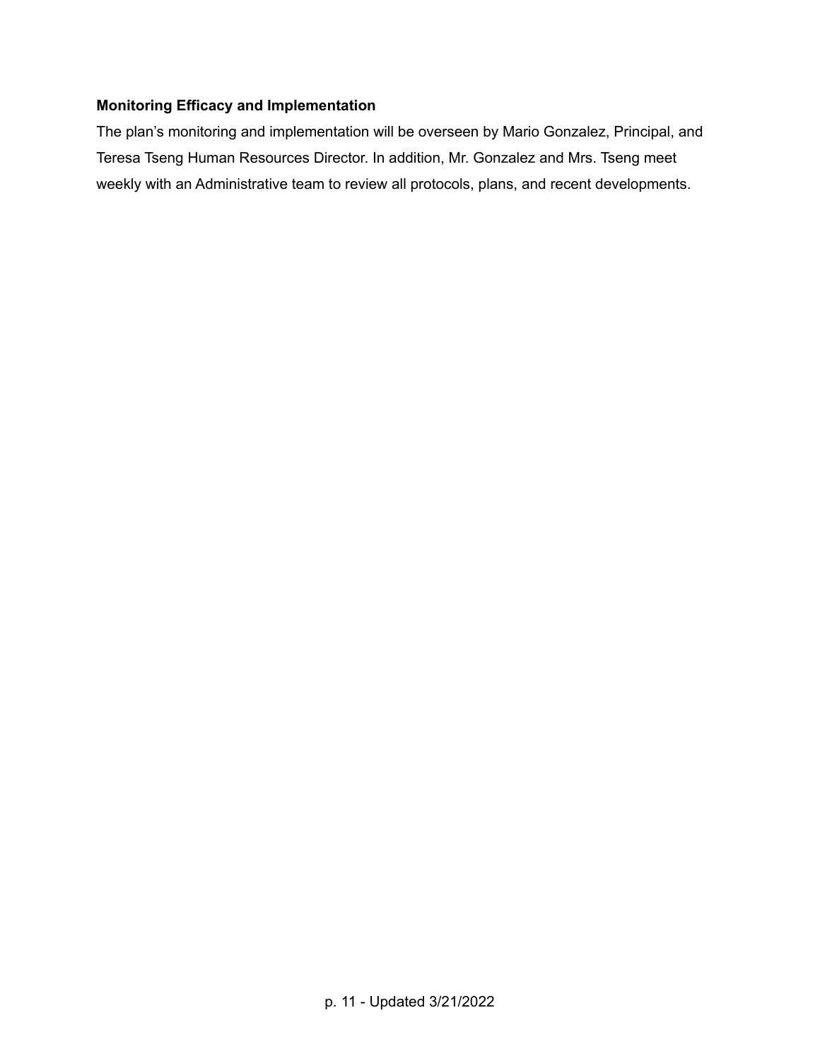**Monitoring Efficacy and Implementation**

The plan's monitoring and implementation will be overseen by Mario Gonzalez, Principal, and Teresa Tseng Human Resources Director. In addition, Mr. Gonzalez and Mrs. Tseng meet weekly with an Administrative team to review all protocols, plans, and recent developments.